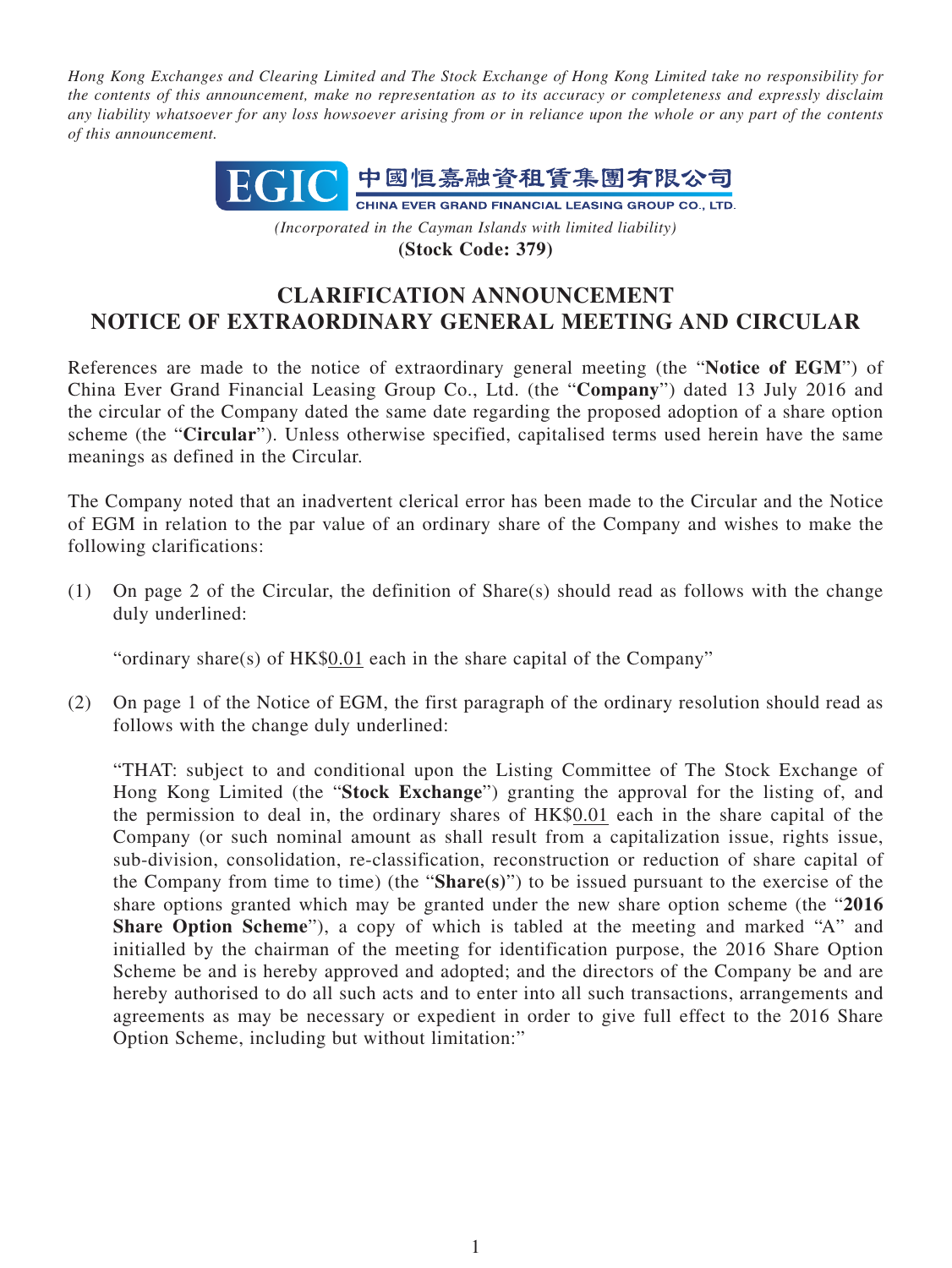*Hong Kong Exchanges and Clearing Limited and The Stock Exchange of Hong Kong Limited take no responsibility for the contents of this announcement, make no representation as to its accuracy or completeness and expressly disclaim any liability whatsoever for any loss howsoever arising from or in reliance upon the whole or any part of the contents of this announcement.*

EGIC 中國恒嘉融資租賃集團有限公司
CHINA EVER GRAND FINANCIAL LEASING GROUP CO., LTD.

*(Incorporated in the Cayman Islands with limited liability)*
**(Stock Code: 379)**

# CLARIFICATION ANNOUNCEMENT
# NOTICE OF EXTRAORDINARY GENERAL MEETING AND CIRCULAR

References are made to the notice of extraordinary general meeting (the "**Notice of EGM**") of China Ever Grand Financial Leasing Group Co., Ltd. (the "**Company**") dated 13 July 2016 and the circular of the Company dated the same date regarding the proposed adoption of a share option scheme (the "**Circular**"). Unless otherwise specified, capitalised terms used herein have the same meanings as defined in the Circular.

The Company noted that an inadvertent clerical error has been made to the Circular and the Notice of EGM in relation to the par value of an ordinary share of the Company and wishes to make the following clarifications:

(1) On page 2 of the Circular, the definition of Share(s) should read as follows with the change duly underlined:

"ordinary share(s) of HK$<u>0.01</u> each in the share capital of the Company"

(2) On page 1 of the Notice of EGM, the first paragraph of the ordinary resolution should read as follows with the change duly underlined:

"THAT: subject to and conditional upon the Listing Committee of The Stock Exchange of Hong Kong Limited (the "**Stock Exchange**") granting the approval for the listing of, and the permission to deal in, the ordinary shares of HK$<u>0.01</u> each in the share capital of the Company (or such nominal amount as shall result from a capitalization issue, rights issue, sub-division, consolidation, re-classification, reconstruction or reduction of share capital of the Company from time to time) (the "**Share(s)**") to be issued pursuant to the exercise of the share options granted which may be granted under the new share option scheme (the "**2016 Share Option Scheme**"), a copy of which is tabled at the meeting and marked "A" and initialled by the chairman of the meeting for identification purpose, the 2016 Share Option Scheme be and is hereby approved and adopted; and the directors of the Company be and are hereby authorised to do all such acts and to enter into all such transactions, arrangements and agreements as may be necessary or expedient in order to give full effect to the 2016 Share Option Scheme, including but without limitation:"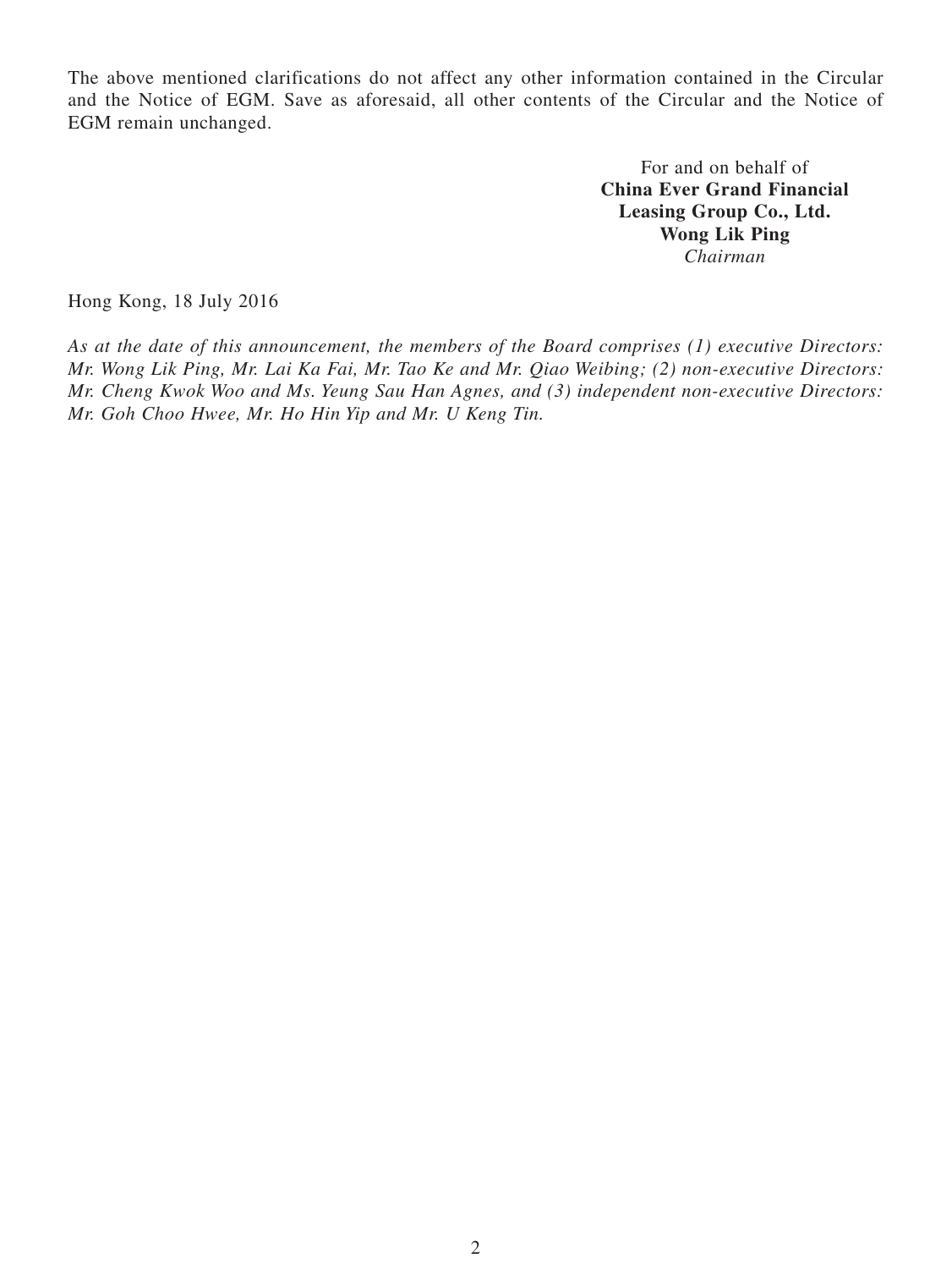The above mentioned clarifications do not affect any other information contained in the Circular and the Notice of EGM. Save as aforesaid, all other contents of the Circular and the Notice of EGM remain unchanged.

For and on behalf of
**China Ever Grand Financial Leasing Group Co., Ltd.**
**Wong Lik Ping**
*Chairman*

Hong Kong, 18 July 2016

*As at the date of this announcement, the members of the Board comprises (1) executive Directors: Mr. Wong Lik Ping, Mr. Lai Ka Fai, Mr. Tao Ke and Mr. Qiao Weibing; (2) non-executive Directors: Mr. Cheng Kwok Woo and Ms. Yeung Sau Han Agnes, and (3) independent non-executive Directors: Mr. Goh Choo Hwee, Mr. Ho Hin Yip and Mr. U Keng Tin.*